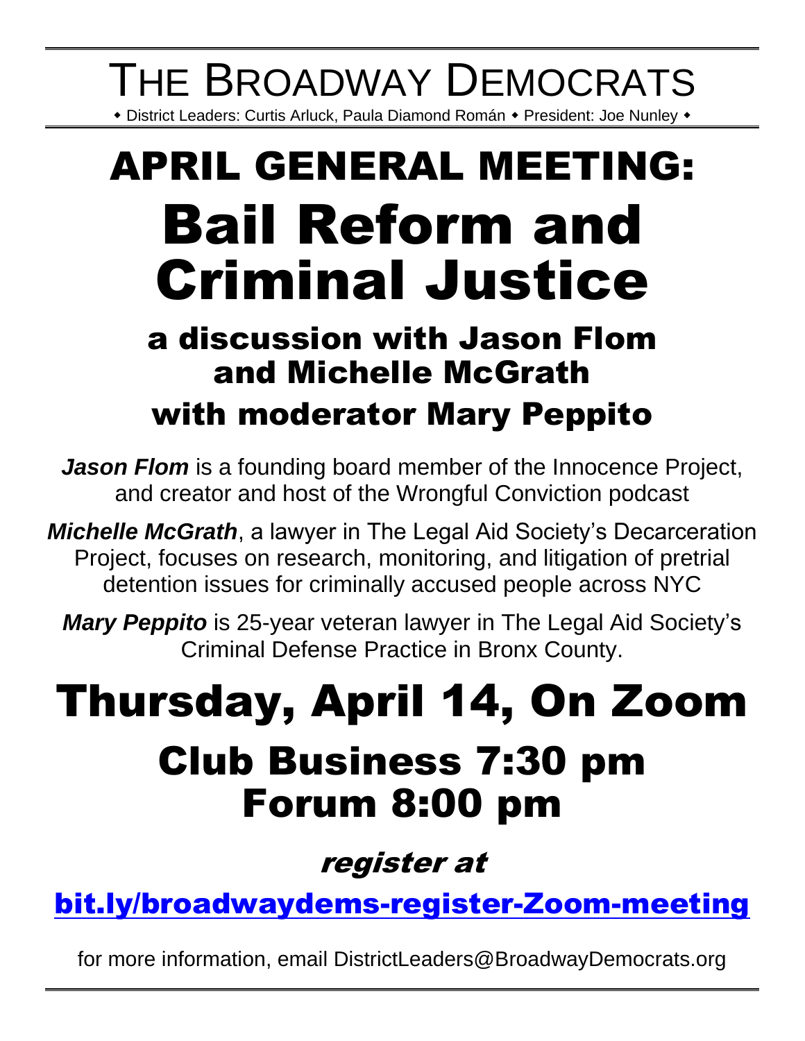# THE BROADWAY DEMOCRATS

◆ District Leaders: Curtis Arluck, Paula Diamond Román ◆ President: Joe Nunley ◆

# APRIL GENERAL MEETING:

# Bail Reform and Criminal Justice

## a discussion with Jason Flom and Michelle McGrath

## with moderator Mary Peppito

***Jason Flom*** is a founding board member of the Innocence Project, and creator and host of the Wrongful Conviction podcast

***Michelle McGrath***, a lawyer in The Legal Aid Society's Decarceration Project, focuses on research, monitoring, and litigation of pretrial detention issues for criminally accused people across NYC

***Mary Peppito*** is 25-year veteran lawyer in The Legal Aid Society's Criminal Defense Practice in Bronx County.

# Thursday, April 14, On Zoom

## Club Business 7:30 pm
## Forum 8:00 pm

### *register at*

### bit.ly/broadwaydems-register-Zoom-meeting

for more information, email DistrictLeaders@BroadwayDemocrats.org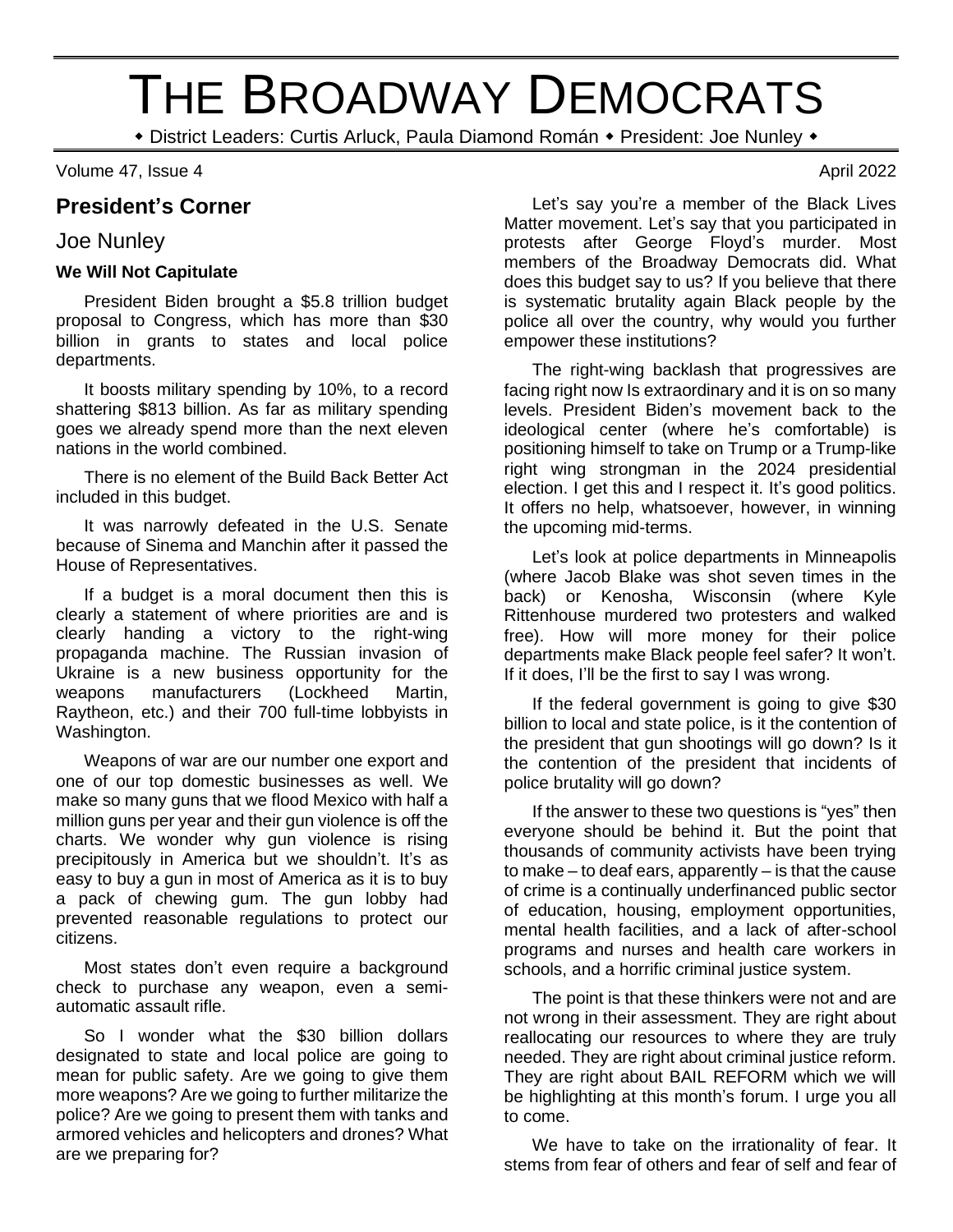# THE BROADWAY DEMOCRATS

◆ District Leaders: Curtis Arluck, Paula Diamond Román ◆ President: Joe Nunley ◆

Volume 47, Issue 4 April 2022

## President's Corner

### Joe Nunley

**We Will Not Capitulate**

President Biden brought a $5.8 trillion budget proposal to Congress, which has more than $30 billion in grants to states and local police departments.

It boosts military spending by 10%, to a record shattering $813 billion. As far as military spending goes we already spend more than the next eleven nations in the world combined.

There is no element of the Build Back Better Act included in this budget.

It was narrowly defeated in the U.S. Senate because of Sinema and Manchin after it passed the House of Representatives.

If a budget is a moral document then this is clearly a statement of where priorities are and is clearly handing a victory to the right-wing propaganda machine. The Russian invasion of Ukraine is a new business opportunity for the weapons manufacturers (Lockheed Martin, Raytheon, etc.) and their 700 full-time lobbyists in Washington.

Weapons of war are our number one export and one of our top domestic businesses as well. We make so many guns that we flood Mexico with half a million guns per year and their gun violence is off the charts. We wonder why gun violence is rising precipitously in America but we shouldn't. It's as easy to buy a gun in most of America as it is to buy a pack of chewing gum. The gun lobby had prevented reasonable regulations to protect our citizens.

Most states don't even require a background check to purchase any weapon, even a semi-automatic assault rifle.

So I wonder what the $30 billion dollars designated to state and local police are going to mean for public safety. Are we going to give them more weapons? Are we going to further militarize the police? Are we going to present them with tanks and armored vehicles and helicopters and drones? What are we preparing for?

Let's say you're a member of the Black Lives Matter movement. Let's say that you participated in protests after George Floyd's murder. Most members of the Broadway Democrats did. What does this budget say to us? If you believe that there is systematic brutality again Black people by the police all over the country, why would you further empower these institutions?

The right-wing backlash that progressives are facing right now Is extraordinary and it is on so many levels. President Biden's movement back to the ideological center (where he's comfortable) is positioning himself to take on Trump or a Trump-like right wing strongman in the 2024 presidential election. I get this and I respect it. It's good politics. It offers no help, whatsoever, however, in winning the upcoming mid-terms.

Let's look at police departments in Minneapolis (where Jacob Blake was shot seven times in the back) or Kenosha, Wisconsin (where Kyle Rittenhouse murdered two protesters and walked free). How will more money for their police departments make Black people feel safer? It won't. If it does, I'll be the first to say I was wrong.

If the federal government is going to give $30 billion to local and state police, is it the contention of the president that gun shootings will go down? Is it the contention of the president that incidents of police brutality will go down?

If the answer to these two questions is "yes" then everyone should be behind it. But the point that thousands of community activists have been trying to make – to deaf ears, apparently – is that the cause of crime is a continually underfinanced public sector of education, housing, employment opportunities, mental health facilities, and a lack of after-school programs and nurses and health care workers in schools, and a horrific criminal justice system.

The point is that these thinkers were not and are not wrong in their assessment. They are right about reallocating our resources to where they are truly needed. They are right about criminal justice reform. They are right about BAIL REFORM which we will be highlighting at this month's forum. I urge you all to come.

We have to take on the irrationality of fear. It stems from fear of others and fear of self and fear of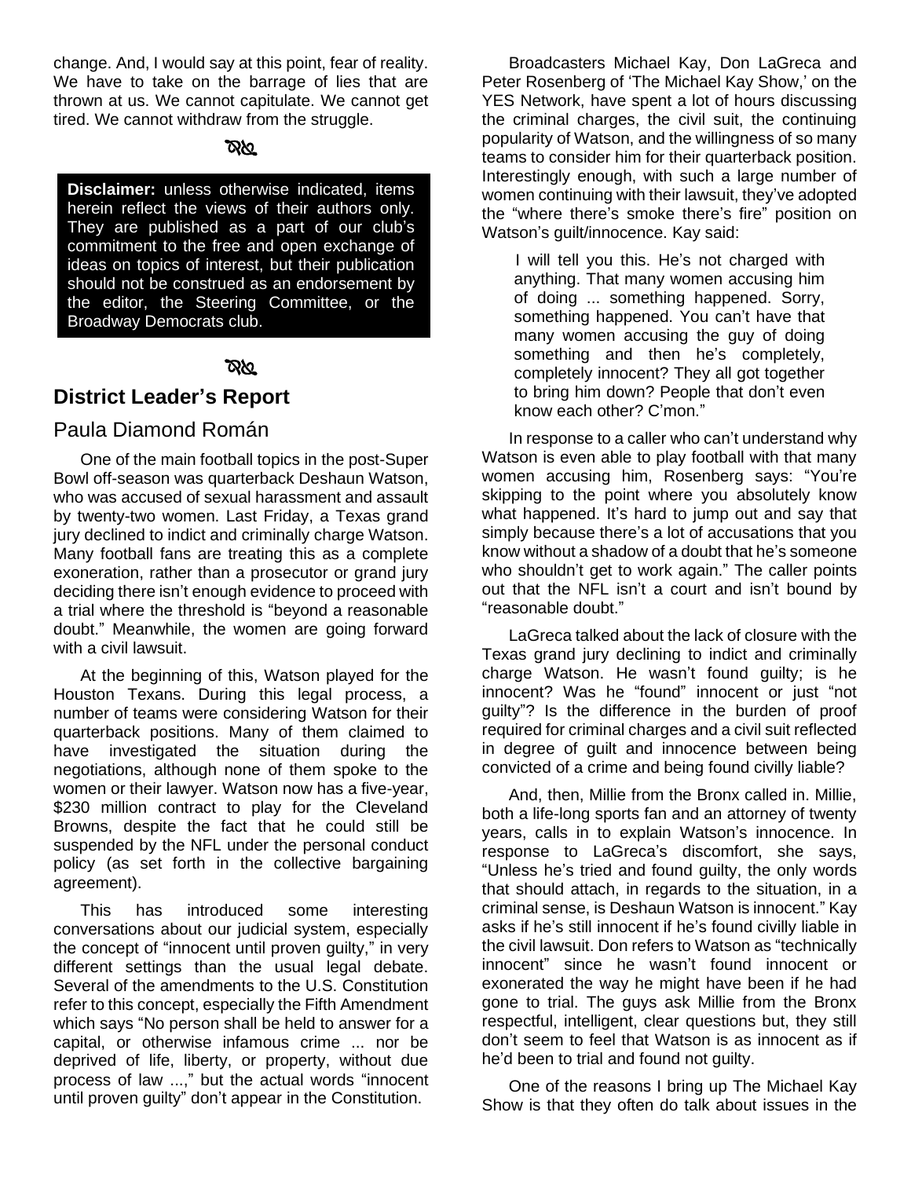change. And, I would say at this point, fear of reality. We have to take on the barrage of lies that are thrown at us. We cannot capitulate. We cannot get tired. We cannot withdraw from the struggle.

**Disclaimer:** unless otherwise indicated, items herein reflect the views of their authors only. They are published as a part of our club's commitment to the free and open exchange of ideas on topics of interest, but their publication should not be construed as an endorsement by the editor, the Steering Committee, or the Broadway Democrats club.

## District Leader's Report

### Paula Diamond Román

One of the main football topics in the post-Super Bowl off-season was quarterback Deshaun Watson, who was accused of sexual harassment and assault by twenty-two women. Last Friday, a Texas grand jury declined to indict and criminally charge Watson. Many football fans are treating this as a complete exoneration, rather than a prosecutor or grand jury deciding there isn't enough evidence to proceed with a trial where the threshold is "beyond a reasonable doubt." Meanwhile, the women are going forward with a civil lawsuit.

At the beginning of this, Watson played for the Houston Texans. During this legal process, a number of teams were considering Watson for their quarterback positions. Many of them claimed to have investigated the situation during the negotiations, although none of them spoke to the women or their lawyer. Watson now has a five-year, $230 million contract to play for the Cleveland Browns, despite the fact that he could still be suspended by the NFL under the personal conduct policy (as set forth in the collective bargaining agreement).

This has introduced some interesting conversations about our judicial system, especially the concept of "innocent until proven guilty," in very different settings than the usual legal debate. Several of the amendments to the U.S. Constitution refer to this concept, especially the Fifth Amendment which says "No person shall be held to answer for a capital, or otherwise infamous crime ... nor be deprived of life, liberty, or property, without due process of law ...," but the actual words "innocent until proven guilty" don't appear in the Constitution.

Broadcasters Michael Kay, Don LaGreca and Peter Rosenberg of 'The Michael Kay Show,' on the YES Network, have spent a lot of hours discussing the criminal charges, the civil suit, the continuing popularity of Watson, and the willingness of so many teams to consider him for their quarterback position. Interestingly enough, with such a large number of women continuing with their lawsuit, they've adopted the "where there's smoke there's fire" position on Watson's guilt/innocence. Kay said:

> I will tell you this. He's not charged with anything. That many women accusing him of doing ... something happened. Sorry, something happened. You can't have that many women accusing the guy of doing something and then he's completely, completely innocent? They all got together to bring him down? People that don't even know each other? C'mon."

In response to a caller who can't understand why Watson is even able to play football with that many women accusing him, Rosenberg says: "You're skipping to the point where you absolutely know what happened. It's hard to jump out and say that simply because there's a lot of accusations that you know without a shadow of a doubt that he's someone who shouldn't get to work again." The caller points out that the NFL isn't a court and isn't bound by "reasonable doubt."

LaGreca talked about the lack of closure with the Texas grand jury declining to indict and criminally charge Watson. He wasn't found guilty; is he innocent? Was he "found" innocent or just "not guilty"? Is the difference in the burden of proof required for criminal charges and a civil suit reflected in degree of guilt and innocence between being convicted of a crime and being found civilly liable?

And, then, Millie from the Bronx called in. Millie, both a life-long sports fan and an attorney of twenty years, calls in to explain Watson's innocence. In response to LaGreca's discomfort, she says, "Unless he's tried and found guilty, the only words that should attach, in regards to the situation, in a criminal sense, is Deshaun Watson is innocent." Kay asks if he's still innocent if he's found civilly liable in the civil lawsuit. Don refers to Watson as "technically innocent" since he wasn't found innocent or exonerated the way he might have been if he had gone to trial. The guys ask Millie from the Bronx respectful, intelligent, clear questions but, they still don't seem to feel that Watson is as innocent as if he'd been to trial and found not guilty.

One of the reasons I bring up The Michael Kay Show is that they often do talk about issues in the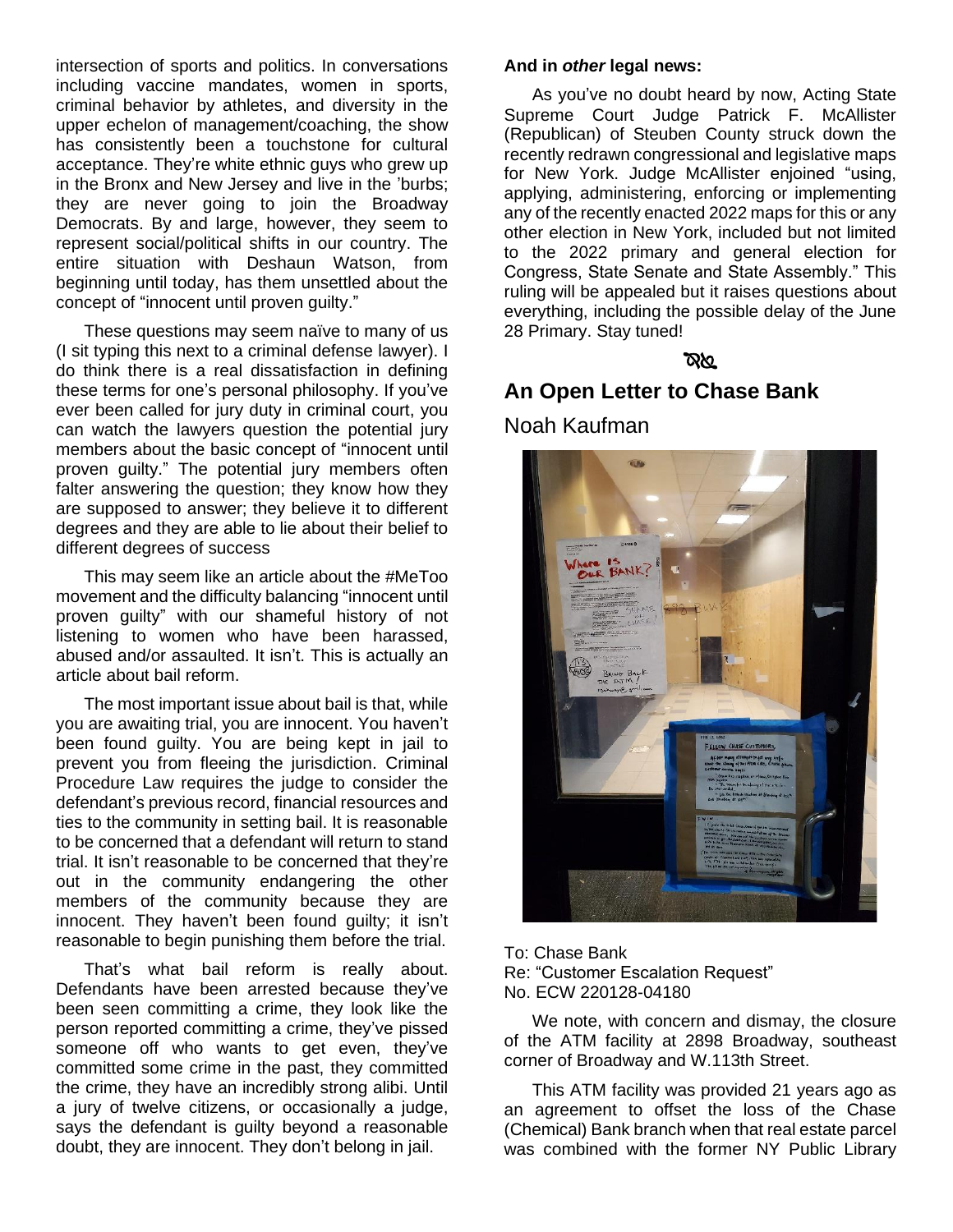intersection of sports and politics. In conversations including vaccine mandates, women in sports, criminal behavior by athletes, and diversity in the upper echelon of management/coaching, the show has consistently been a touchstone for cultural acceptance. They're white ethnic guys who grew up in the Bronx and New Jersey and live in the 'burbs; they are never going to join the Broadway Democrats. By and large, however, they seem to represent social/political shifts in our country. The entire situation with Deshaun Watson, from beginning until today, has them unsettled about the concept of "innocent until proven guilty."

These questions may seem naïve to many of us (I sit typing this next to a criminal defense lawyer). I do think there is a real dissatisfaction in defining these terms for one's personal philosophy. If you've ever been called for jury duty in criminal court, you can watch the lawyers question the potential jury members about the basic concept of "innocent until proven guilty." The potential jury members often falter answering the question; they know how they are supposed to answer; they believe it to different degrees and they are able to lie about their belief to different degrees of success

This may seem like an article about the #MeToo movement and the difficulty balancing "innocent until proven guilty" with our shameful history of not listening to women who have been harassed, abused and/or assaulted. It isn't. This is actually an article about bail reform.

The most important issue about bail is that, while you are awaiting trial, you are innocent. You haven't been found guilty. You are being kept in jail to prevent you from fleeing the jurisdiction. Criminal Procedure Law requires the judge to consider the defendant's previous record, financial resources and ties to the community in setting bail. It is reasonable to be concerned that a defendant will return to stand trial. It isn't reasonable to be concerned that they're out in the community endangering the other members of the community because they are innocent. They haven't been found guilty; it isn't reasonable to begin punishing them before the trial.

That's what bail reform is really about. Defendants have been arrested because they've been seen committing a crime, they look like the person reported committing a crime, they've pissed someone off who wants to get even, they've committed some crime in the past, they committed the crime, they have an incredibly strong alibi. Until a jury of twelve citizens, or occasionally a judge, says the defendant is guilty beyond a reasonable doubt, they are innocent. They don't belong in jail.

**And in *other* legal news:**

As you've no doubt heard by now, Acting State Supreme Court Judge Patrick F. McAllister (Republican) of Steuben County struck down the recently redrawn congressional and legislative maps for New York. Judge McAllister enjoined "using, applying, administering, enforcing or implementing any of the recently enacted 2022 maps for this or any other election in New York, included but not limited to the 2022 primary and general election for Congress, State Senate and State Assembly." This ruling will be appealed but it raises questions about everything, including the possible delay of the June 28 Primary. Stay tuned!

## An Open Letter to Chase Bank

Noah Kaufman

To: Chase Bank
Re: "Customer Escalation Request"
No. ECW 220128-04180

We note, with concern and dismay, the closure of the ATM facility at 2898 Broadway, southeast corner of Broadway and W.113th Street.

This ATM facility was provided 21 years ago as an agreement to offset the loss of the Chase (Chemical) Bank branch when that real estate parcel was combined with the former NY Public Library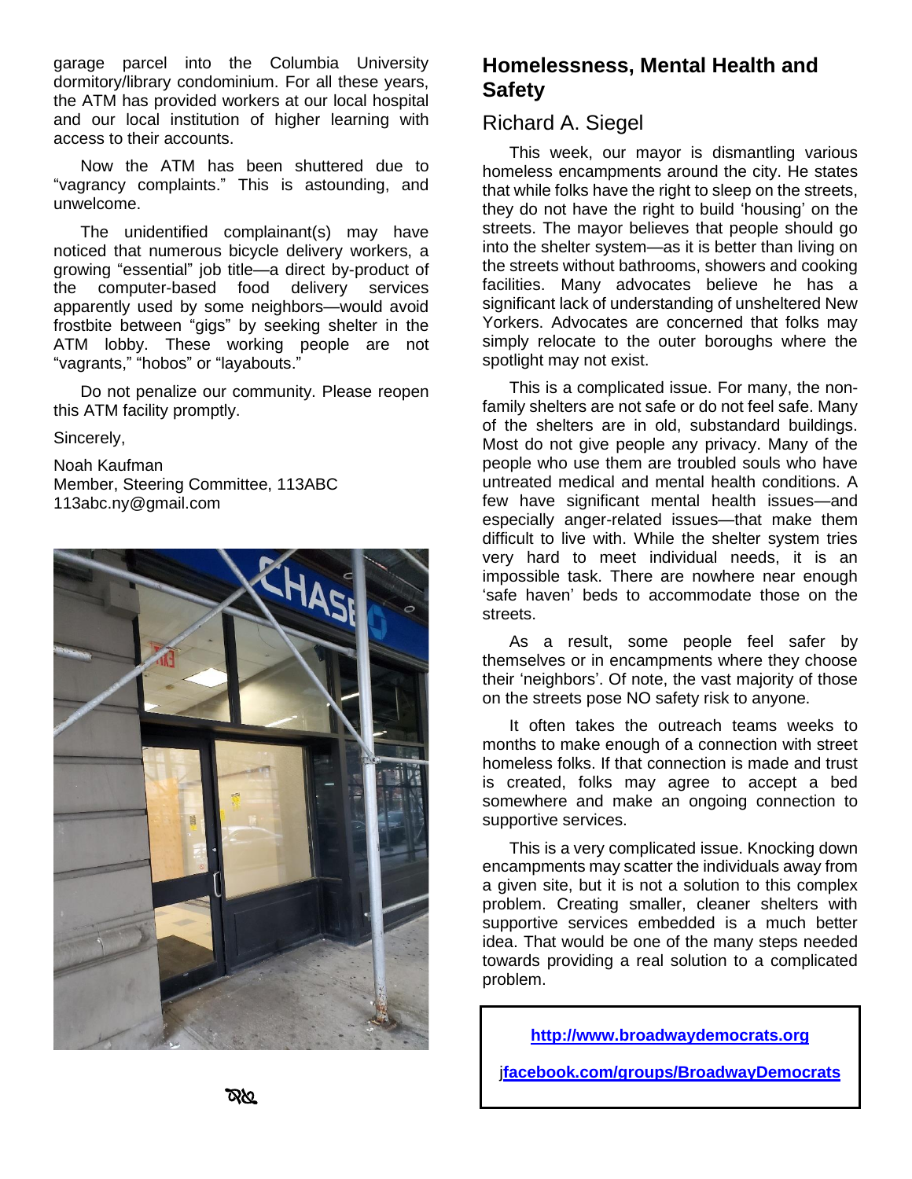garage parcel into the Columbia University dormitory/library condominium. For all these years, the ATM has provided workers at our local hospital and our local institution of higher learning with access to their accounts.

Now the ATM has been shuttered due to “vagrancy complaints.” This is astounding, and unwelcome.

The unidentified complainant(s) may have noticed that numerous bicycle delivery workers, a growing “essential” job title—a direct by-product of the computer-based food delivery services apparently used by some neighbors—would avoid frostbite between “gigs” by seeking shelter in the ATM lobby. These working people are not “vagrants,” “hobos” or “layabouts.”

Do not penalize our community. Please reopen this ATM facility promptly.

Sincerely,

Noah Kaufman
Member, Steering Committee, 113ABC
113abc.ny@gmail.com

## Homelessness, Mental Health and Safety

### Richard A. Siegel

This week, our mayor is dismantling various homeless encampments around the city. He states that while folks have the right to sleep on the streets, they do not have the right to build ‘housing’ on the streets. The mayor believes that people should go into the shelter system—as it is better than living on the streets without bathrooms, showers and cooking facilities. Many advocates believe he has a significant lack of understanding of unsheltered New Yorkers. Advocates are concerned that folks may simply relocate to the outer boroughs where the spotlight may not exist.

This is a complicated issue. For many, the non-family shelters are not safe or do not feel safe. Many of the shelters are in old, substandard buildings. Most do not give people any privacy. Many of the people who use them are troubled souls who have untreated medical and mental health conditions. A few have significant mental health issues—and especially anger-related issues—that make them difficult to live with. While the shelter system tries very hard to meet individual needs, it is an impossible task. There are nowhere near enough ‘safe haven’ beds to accommodate those on the streets.

As a result, some people feel safer by themselves or in encampments where they choose their ‘neighbors’. Of note, the vast majority of those on the streets pose NO safety risk to anyone.

It often takes the outreach teams weeks to months to make enough of a connection with street homeless folks. If that connection is made and trust is created, folks may agree to accept a bed somewhere and make an ongoing connection to supportive services.

This is a very complicated issue. Knocking down encampments may scatter the individuals away from a given site, but it is not a solution to this complex problem. Creating smaller, cleaner shelters with supportive services embedded is a much better idea. That would be one of the many steps needed towards providing a real solution to a complicated problem.

**http://www.broadwaydemocrats.org**

j**facebook.com/groups/BroadwayDemocrats**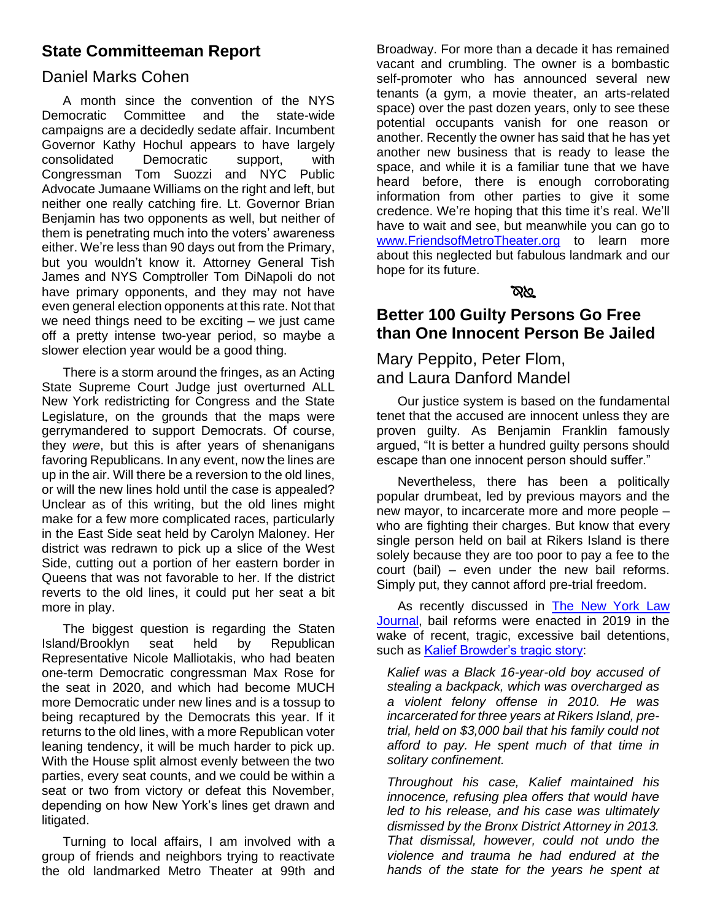## State Committeeman Report

### Daniel Marks Cohen

A month since the convention of the NYS Democratic Committee and the state-wide campaigns are a decidedly sedate affair. Incumbent Governor Kathy Hochul appears to have largely consolidated Democratic support, with Congressman Tom Suozzi and NYC Public Advocate Jumaane Williams on the right and left, but neither one really catching fire. Lt. Governor Brian Benjamin has two opponents as well, but neither of them is penetrating much into the voters' awareness either. We're less than 90 days out from the Primary, but you wouldn't know it. Attorney General Tish James and NYS Comptroller Tom DiNapoli do not have primary opponents, and they may not have even general election opponents at this rate. Not that we need things need to be exciting – we just came off a pretty intense two-year period, so maybe a slower election year would be a good thing.

There is a storm around the fringes, as an Acting State Supreme Court Judge just overturned ALL New York redistricting for Congress and the State Legislature, on the grounds that the maps were gerrymandered to support Democrats. Of course, they *were*, but this is after years of shenanigans favoring Republicans. In any event, now the lines are up in the air. Will there be a reversion to the old lines, or will the new lines hold until the case is appealed? Unclear as of this writing, but the old lines might make for a few more complicated races, particularly in the East Side seat held by Carolyn Maloney. Her district was redrawn to pick up a slice of the West Side, cutting out a portion of her eastern border in Queens that was not favorable to her. If the district reverts to the old lines, it could put her seat a bit more in play.

The biggest question is regarding the Staten Island/Brooklyn seat held by Republican Representative Nicole Malliotakis, who had beaten one-term Democratic congressman Max Rose for the seat in 2020, and which had become MUCH more Democratic under new lines and is a tossup to being recaptured by the Democrats this year. If it returns to the old lines, with a more Republican voter leaning tendency, it will be much harder to pick up. With the House split almost evenly between the two parties, every seat counts, and we could be within a seat or two from victory or defeat this November, depending on how New York's lines get drawn and litigated.

Turning to local affairs, I am involved with a group of friends and neighbors trying to reactivate the old landmarked Metro Theater at 99th and Broadway. For more than a decade it has remained vacant and crumbling. The owner is a bombastic self-promoter who has announced several new tenants (a gym, a movie theater, an arts-related space) over the past dozen years, only to see these potential occupants vanish for one reason or another. Recently the owner has said that he has yet another new business that is ready to lease the space, and while it is a familiar tune that we have heard before, there is enough corroborating information from other parties to give it some credence. We're hoping that this time it's real. We'll have to wait and see, but meanwhile you can go to [www.FriendsofMetroTheater.org](http://www.FriendsofMetroTheater.org) to learn more about this neglected but fabulous landmark and our hope for its future.

## Better 100 Guilty Persons Go Free than One Innocent Person Be Jailed

### Mary Peppito, Peter Flom, and Laura Danford Mandel

Our justice system is based on the fundamental tenet that the accused are innocent unless they are proven guilty. As Benjamin Franklin famously argued, "It is better a hundred guilty persons should escape than one innocent person should suffer."

Nevertheless, there has been a politically popular drumbeat, led by previous mayors and the new mayor, to incarcerate more and more people – who are fighting their charges. But know that every single person held on bail at Rikers Island is there solely because they are too poor to pay a fee to the court (bail) – even under the new bail reforms. Simply put, they cannot afford pre-trial freedom.

As recently discussed in [The New York Law Journal](), bail reforms were enacted in 2019 in the wake of recent, tragic, excessive bail detentions, such as [Kalief Browder's tragic story]():

> *Kalief was a Black 16-year-old boy accused of stealing a backpack, which was overcharged as a violent felony offense in 2010. He was incarcerated for three years at Rikers Island, pre-trial, held on $3,000 bail that his family could not afford to pay. He spent much of that time in solitary confinement.*
>
> *Throughout his case, Kalief maintained his innocence, refusing plea offers that would have led to his release, and his case was ultimately dismissed by the Bronx District Attorney in 2013. That dismissal, however, could not undo the violence and trauma he had endured at the hands of the state for the years he spent at*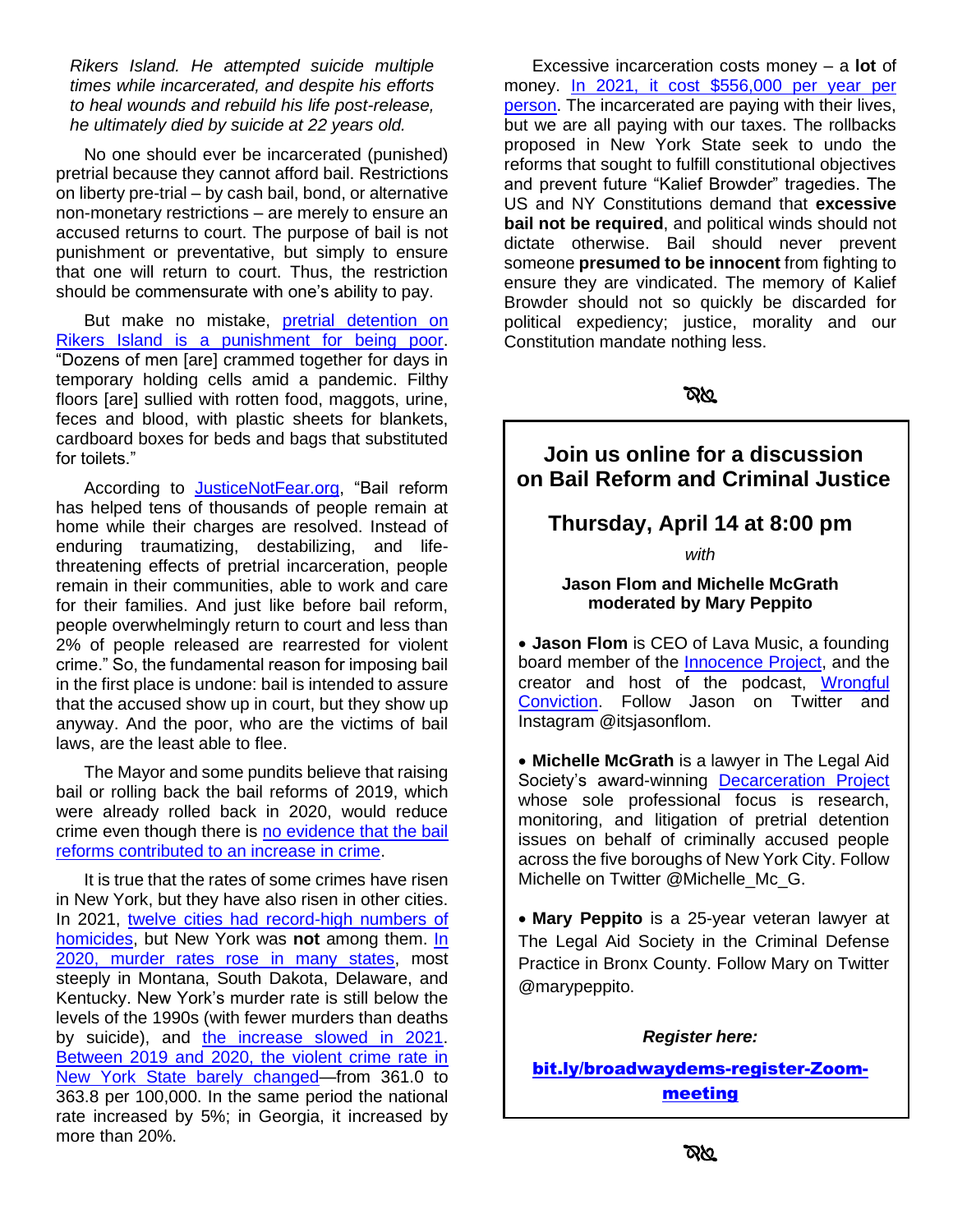*Rikers Island. He attempted suicide multiple times while incarcerated, and despite his efforts to heal wounds and rebuild his life post-release, he ultimately died by suicide at 22 years old.*

No one should ever be incarcerated (punished) pretrial because they cannot afford bail. Restrictions on liberty pre-trial – by cash bail, bond, or alternative non-monetary restrictions – are merely to ensure an accused returns to court. The purpose of bail is not punishment or preventative, but simply to ensure that one will return to court. Thus, the restriction should be commensurate with one's ability to pay.

But make no mistake, pretrial detention on Rikers Island is a punishment for being poor. "Dozens of men [are] crammed together for days in temporary holding cells amid a pandemic. Filthy floors [are] sullied with rotten food, maggots, urine, feces and blood, with plastic sheets for blankets, cardboard boxes for beds and bags that substituted for toilets."

According to JusticeNotFear.org, "Bail reform has helped tens of thousands of people remain at home while their charges are resolved. Instead of enduring traumatizing, destabilizing, and life-threatening effects of pretrial incarceration, people remain in their communities, able to work and care for their families. And just like before bail reform, people overwhelmingly return to court and less than 2% of people released are rearrested for violent crime." So, the fundamental reason for imposing bail in the first place is undone: bail is intended to assure that the accused show up in court, but they show up anyway. And the poor, who are the victims of bail laws, are the least able to flee.

The Mayor and some pundits believe that raising bail or rolling back the bail reforms of 2019, which were already rolled back in 2020, would reduce crime even though there is no evidence that the bail reforms contributed to an increase in crime.

It is true that the rates of some crimes have risen in New York, but they have also risen in other cities. In 2021, twelve cities had record-high numbers of homicides, but New York was **not** among them. In 2020, murder rates rose in many states, most steeply in Montana, South Dakota, Delaware, and Kentucky. New York's murder rate is still below the levels of the 1990s (with fewer murders than deaths by suicide), and the increase slowed in 2021. Between 2019 and 2020, the violent crime rate in New York State barely changed—from 361.0 to 363.8 per 100,000. In the same period the national rate increased by 5%; in Georgia, it increased by more than 20%.

Excessive incarceration costs money – a **lot** of money. In 2021, it cost $556,000 per year per person. The incarcerated are paying with their lives, but we are all paying with our taxes. The rollbacks proposed in New York State seek to undo the reforms that sought to fulfill constitutional objectives and prevent future "Kalief Browder" tragedies. The US and NY Constitutions demand that **excessive bail not be required**, and political winds should not dictate otherwise. Bail should never prevent someone **presumed to be innocent** from fighting to ensure they are vindicated. The memory of Kalief Browder should not so quickly be discarded for political expediency; justice, morality and our Constitution mandate nothing less.

---

## Join us online for a discussion on Bail Reform and Criminal Justice

## Thursday, April 14 at 8:00 pm

*with*

**Jason Flom and Michelle McGrath moderated by Mary Peppito**

- **Jason Flom** is CEO of Lava Music, a founding board member of the Innocence Project, and the creator and host of the podcast, Wrongful Conviction. Follow Jason on Twitter and Instagram @itsjasonflom.

- **Michelle McGrath** is a lawyer in The Legal Aid Society's award-winning Decarceration Project whose sole professional focus is research, monitoring, and litigation of pretrial detention issues on behalf of criminally accused people across the five boroughs of New York City. Follow Michelle on Twitter @Michelle_Mc_G.

- **Mary Peppito** is a 25-year veteran lawyer at The Legal Aid Society in the Criminal Defense Practice in Bronx County. Follow Mary on Twitter @marypeppito.

***Register here:***

**bit.ly/broadwaydems-register-Zoom-meeting**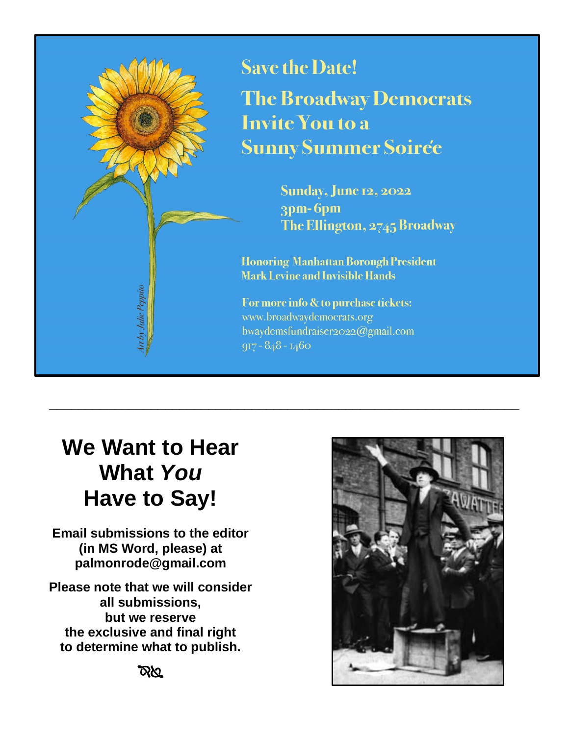## Save the Date!

## The Broadway Democrats Invite You to a Sunny Summer Soirée

**Sunday, June 12, 2022**
**3pm- 6pm**
**The Ellington, 2745 Broadway**

**Honoring Manhattan Borough President Mark Levine and Invisible Hands**

**For more info & to purchase tickets:**
www.broadwaydemocrats.org
bwaydemsfundraiser2022@gmail.com
917 - 848 - 1460

*Art by Julie Peppito*

---

# We Want to Hear What *You* Have to Say!

**Email submissions to the editor (in MS Word, please) at palmonrode@gmail.com**

**Please note that we will consider all submissions, but we reserve the exclusive and final right to determine what to publish.**